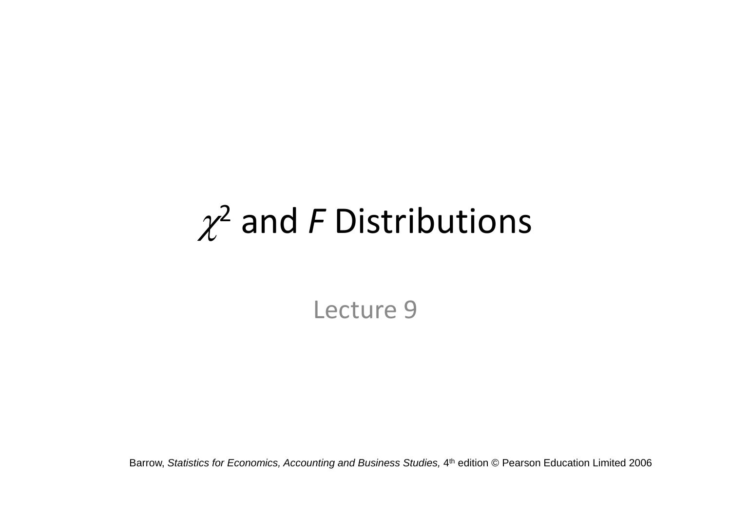# $\chi^2$ and *F* Distributions

Lecture 9

Barrow, *Statistics for Economics, Accounting and Business Studies,* 4th edition © Pearson Education Limited 2006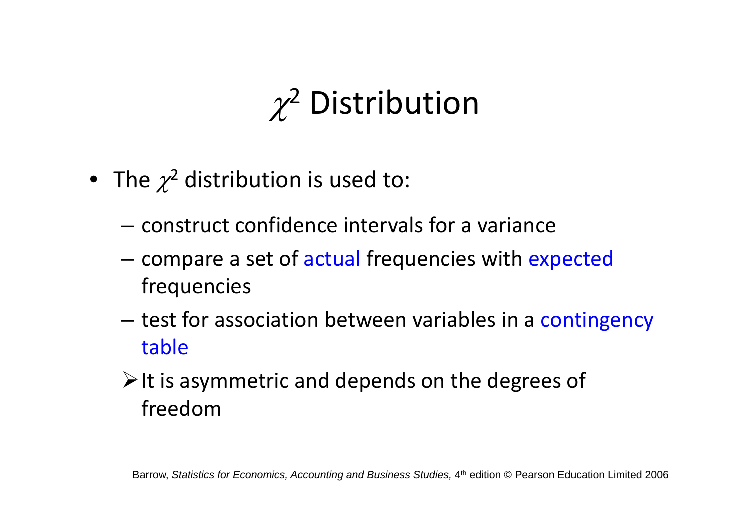# $\chi^2$ Distribution

- The $\chi^2$ distribution is used to:
  - construct confidence intervals for a variance
  - compare a set of actual frequencies with expected frequencies
  - test for association between variables in a contingency table
  - It is asymmetric and depends on the degrees of freedom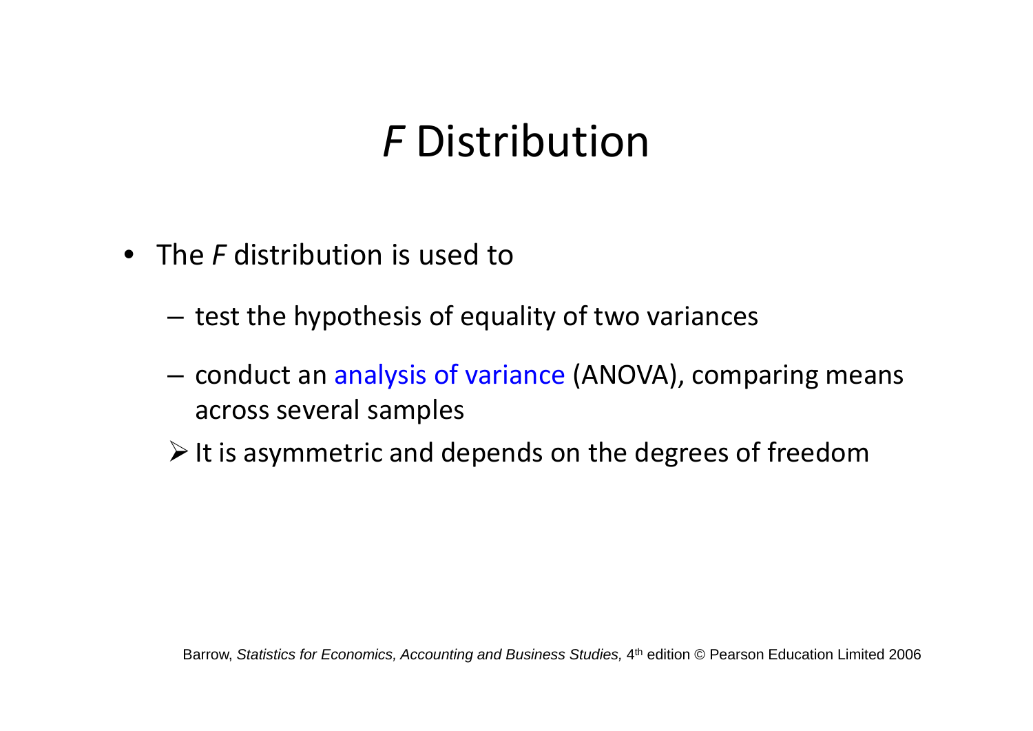# *F* Distribution

- The *F* distribution is used to
  - test the hypothesis of equality of two variances
  - conduct an analysis of variance (ANOVA), comparing means across several samples
  - It is asymmetric and depends on the degrees of freedom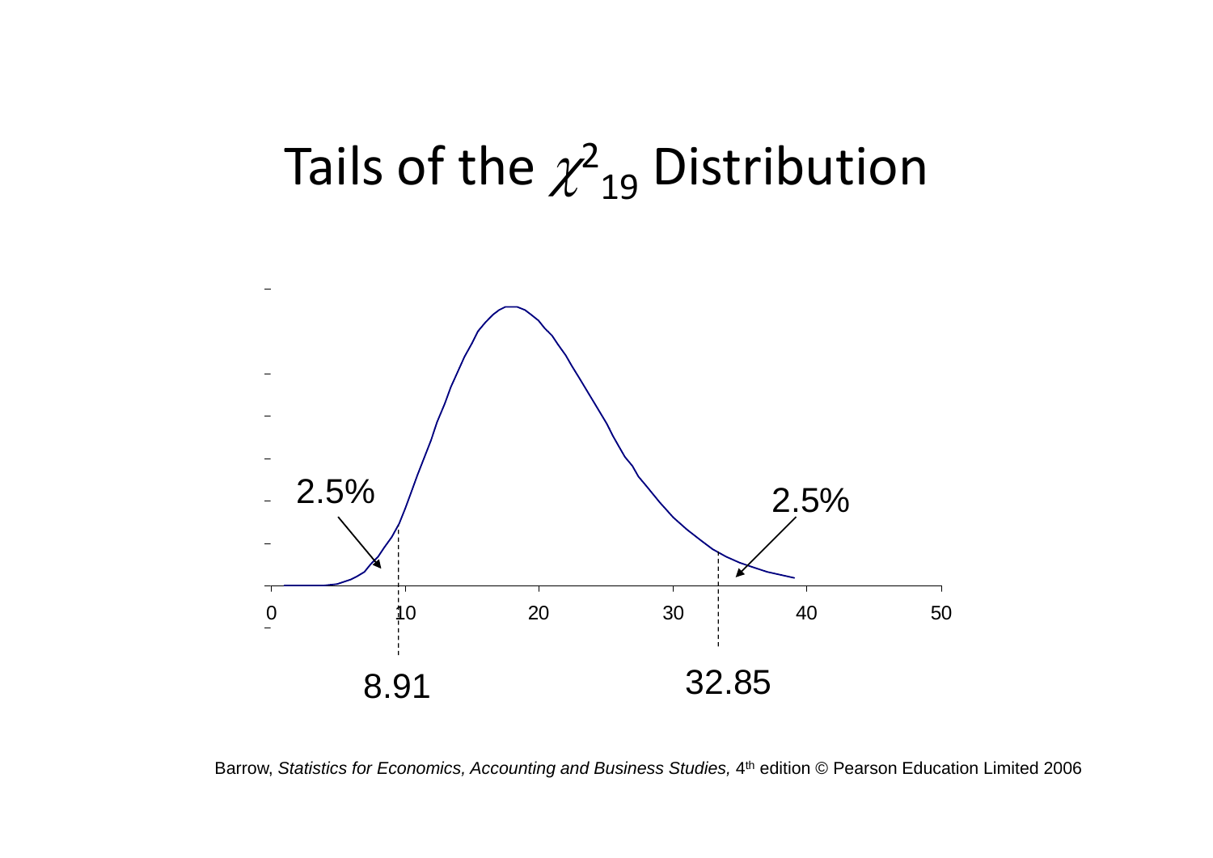# Tails of the $\chi^2_{19}$ Distribution

2.5%

2.5%

0 10 20 30 40 50

8.91

32.85

Barrow, *Statistics for Economics, Accounting and Business Studies,* 4th edition © Pearson Education Limited 2006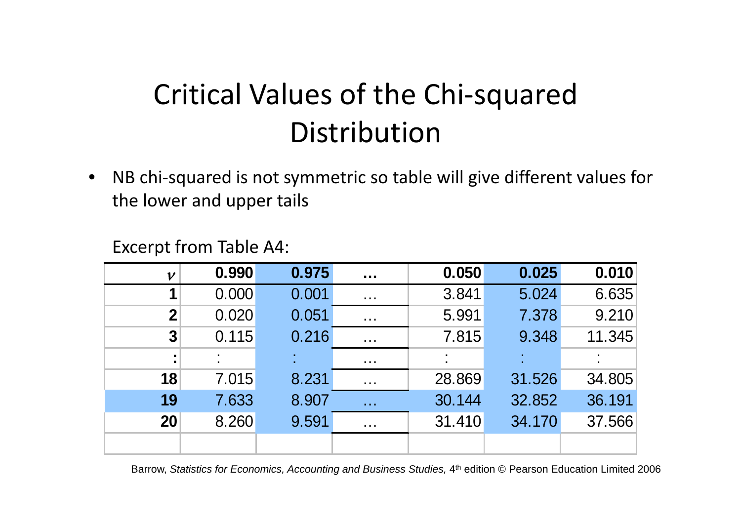# Critical Values of the Chi-squared Distribution

- NB chi-squared is not symmetric so table will give different values for the lower and upper tails

Excerpt from Table A4:

| $\nu$ | **0.990** | **0.975** | **…** | **0.050** | **0.025** | **0.010** |
|---|---|---|---|---|---|---|
| **1** | 0.000 | 0.001 | … | 3.841 | 5.024 | 6.635 |
| **2** | 0.020 | 0.051 | … | 5.991 | 7.378 | 9.210 |
| **3** | 0.115 | 0.216 | … | 7.815 | 9.348 | 11.345 |
| **:** | : | : | … | : | : | : |
| **18** | 7.015 | 8.231 | … | 28.869 | 31.526 | 34.805 |
| **19** | 7.633 | 8.907 | … | 30.144 | 32.852 | 36.191 |
| **20** | 8.260 | 9.591 | … | 31.410 | 34.170 | 37.566 |

Barrow, *Statistics for Economics, Accounting and Business Studies,* 4th edition © Pearson Education Limited 2006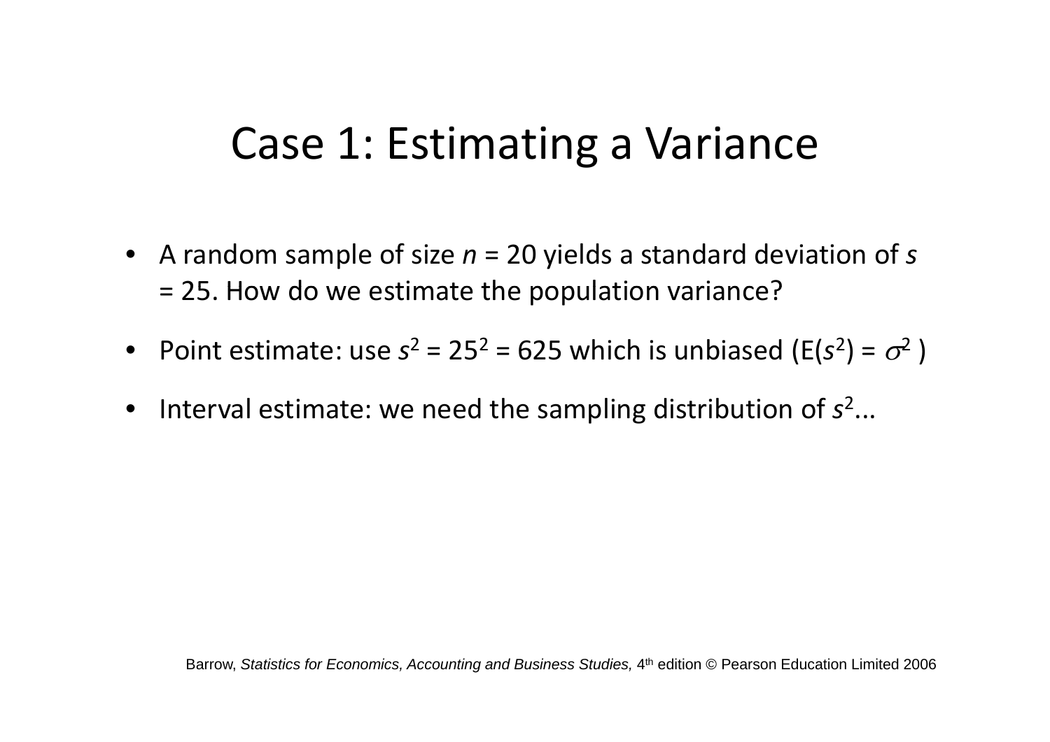# Case 1: Estimating a Variance

- A random sample of size $n = 20$ yields a standard deviation of $s = 25$. How do we estimate the population variance?
- Point estimate: use $s^2 = 25^2 = 625$ which is unbiased ($E(s^2) = \sigma^2$ )
- Interval estimate: we need the sampling distribution of $s^2$...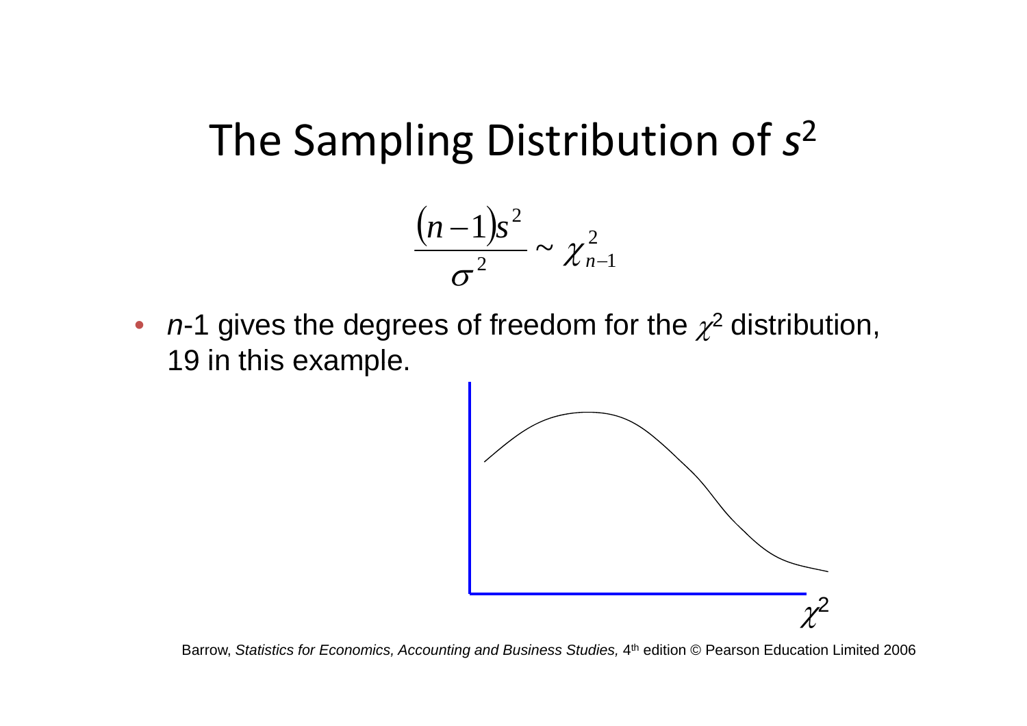# The Sampling Distribution of $s^2$

$$\frac{(n-1)s^2}{\sigma^2} \sim \chi^2_{n-1}$$

- $n$-1 gives the degrees of freedom for the $\chi^2$ distribution, 19 in this example.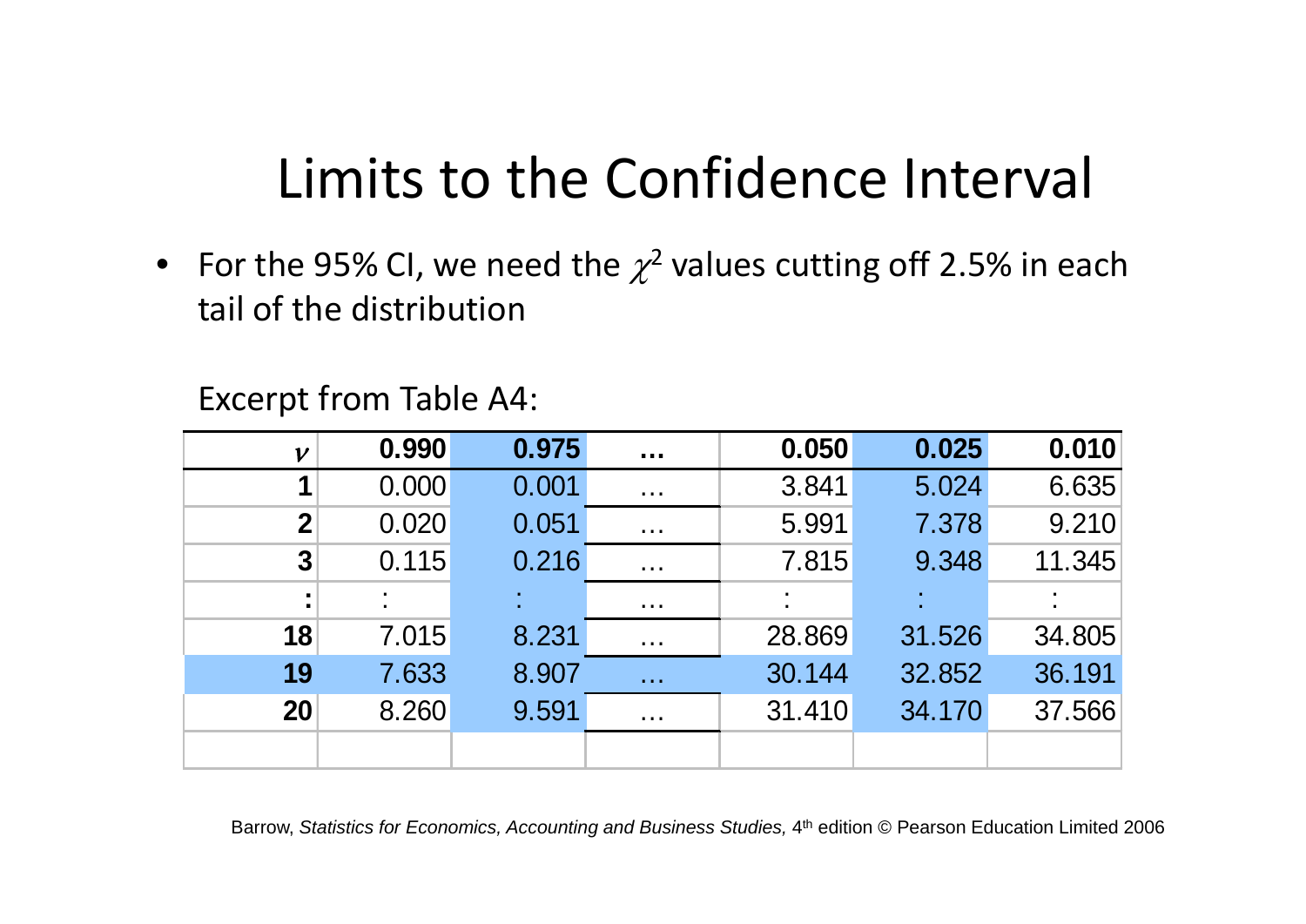# Limits to the Confidence Interval

- For the 95% CI, we need the $\chi^2$ values cutting off 2.5% in each tail of the distribution

Excerpt from Table A4:

| $\nu$ | **0.990** | **0.975** | **…** | **0.050** | **0.025** | **0.010** |
|---|---|---|---|---|---|---|
| **1** | 0.000 | 0.001 | … | 3.841 | 5.024 | 6.635 |
| **2** | 0.020 | 0.051 | … | 5.991 | 7.378 | 9.210 |
| **3** | 0.115 | 0.216 | … | 7.815 | 9.348 | 11.345 |
| **:** | : | : | … | : | : | : |
| **18** | 7.015 | 8.231 | … | 28.869 | 31.526 | 34.805 |
| **19** | 7.633 | 8.907 | … | 30.144 | 32.852 | 36.191 |
| **20** | 8.260 | 9.591 | … | 31.410 | 34.170 | 37.566 |
| | | | | | | |

Barrow, *Statistics for Economics, Accounting and Business Studies,* 4th edition © Pearson Education Limited 2006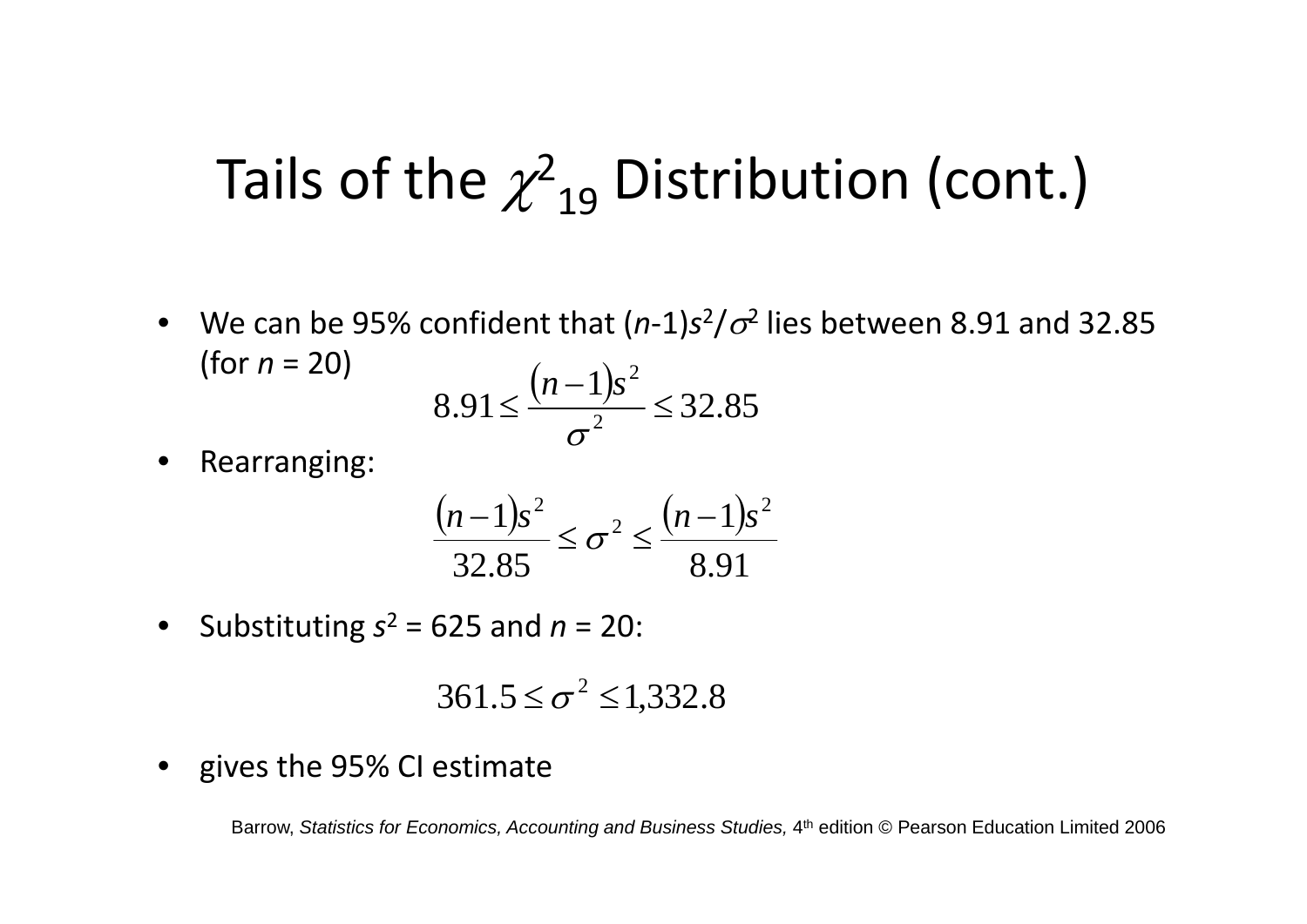# Tails of the $\chi^2_{19}$ Distribution (cont.)

- We can be 95% confident that $(n\text{-}1)s^2/\sigma^2$ lies between 8.91 and 32.85 (for $n$ = 20)

$$8.91 \leq \frac{(n-1)s^2}{\sigma^2} \leq 32.85$$

- Rearranging:

$$\frac{(n-1)s^2}{32.85} \leq \sigma^2 \leq \frac{(n-1)s^2}{8.91}$$

- Substituting $s^2$ = 625 and $n$ = 20:

$$361.5 \leq \sigma^2 \leq 1{,}332.8$$

- gives the 95% CI estimate

Barrow, *Statistics for Economics, Accounting and Business Studies,* 4th edition © Pearson Education Limited 2006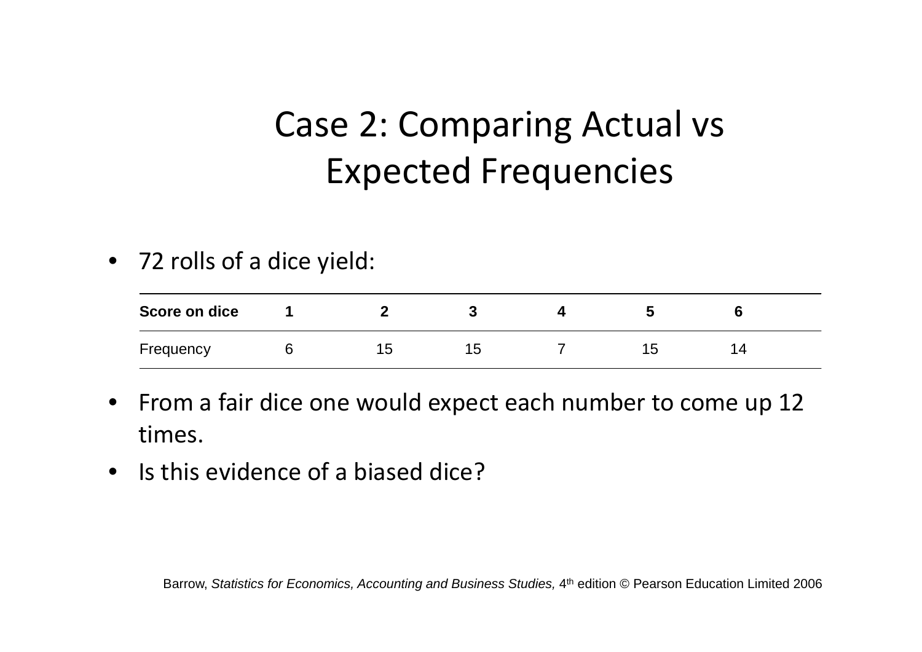# Case 2: Comparing Actual vs Expected Frequencies

- 72 rolls of a dice yield:

| Score on dice | 1 | 2 | 3 | 4 | 5 | 6 |
|---|---|---|---|---|---|---|
| Frequency | 6 | 15 | 15 | 7 | 15 | 14 |

- From a fair dice one would expect each number to come up 12 times.
- Is this evidence of a biased dice?

Barrow, *Statistics for Economics, Accounting and Business Studies,* 4th edition © Pearson Education Limited 2006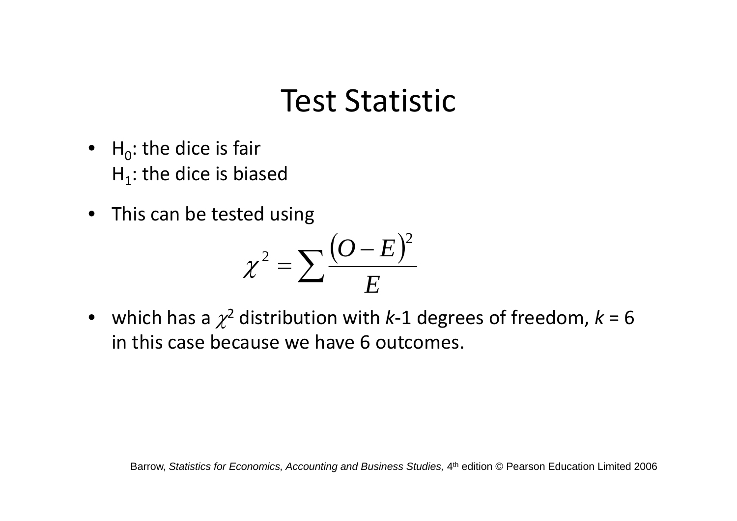# Test Statistic

- $H_0$: the dice is fair
  $H_1$: the dice is biased
- This can be tested using

$$\chi^2 = \sum \frac{(O - E)^2}{E}$$

- which has a $\chi^2$ distribution with $k$-1 degrees of freedom, $k$ = 6 in this case because we have 6 outcomes.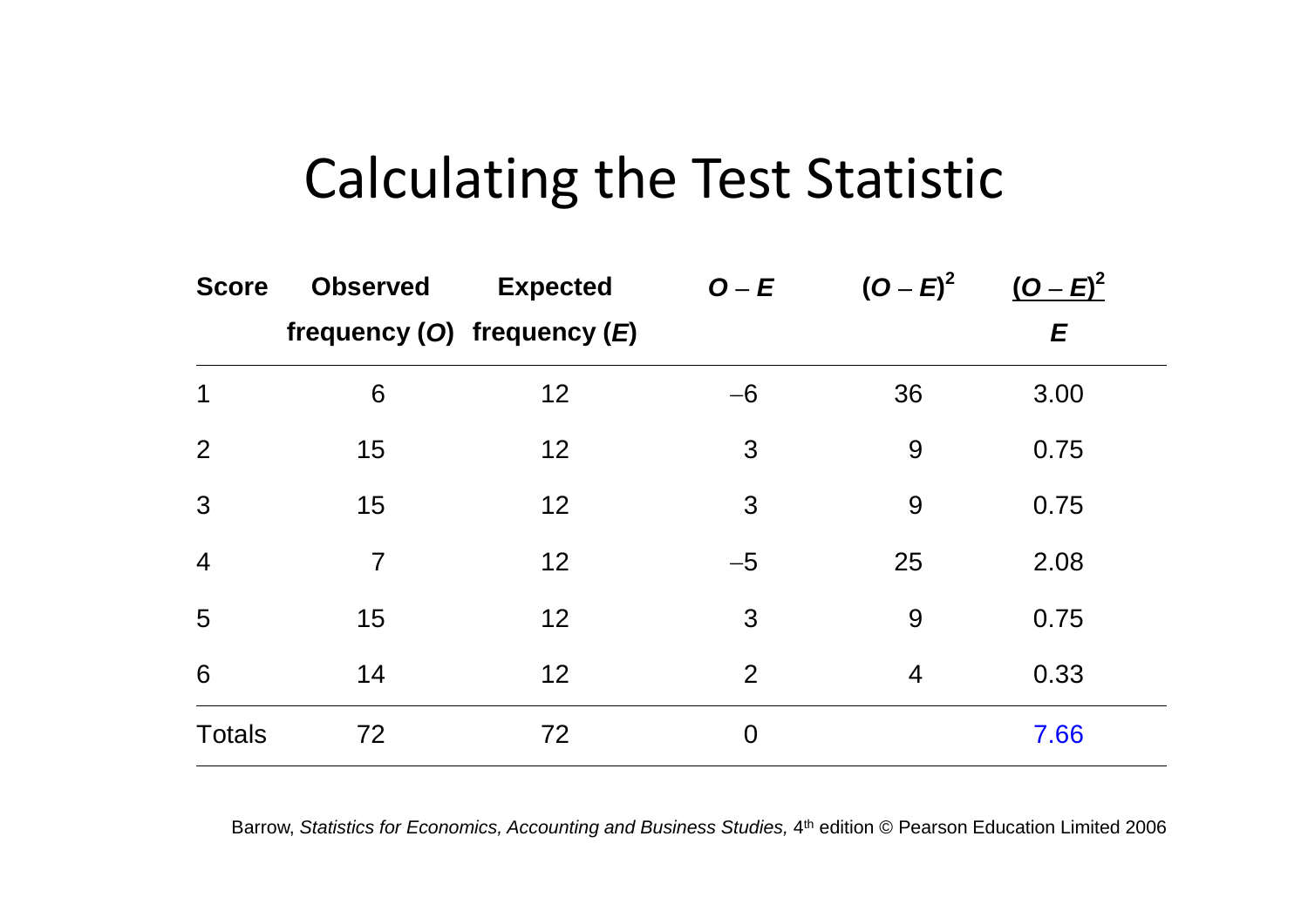# Calculating the Test Statistic

| Score | Observed frequency ($O$) | Expected frequency ($E$) | $O - E$ | $(O - E)^2$ | $\frac{(O-E)^2}{E}$ |
|---|---|---|---|---|---|
| 1 | 6 | 12 | −6 | 36 | 3.00 |
| 2 | 15 | 12 | 3 | 9 | 0.75 |
| 3 | 15 | 12 | 3 | 9 | 0.75 |
| 4 | 7 | 12 | −5 | 25 | 2.08 |
| 5 | 15 | 12 | 3 | 9 | 0.75 |
| 6 | 14 | 12 | 2 | 4 | 0.33 |
| Totals | 72 | 72 | 0 | | 7.66 |

Barrow, *Statistics for Economics, Accounting and Business Studies,* 4th edition © Pearson Education Limited 2006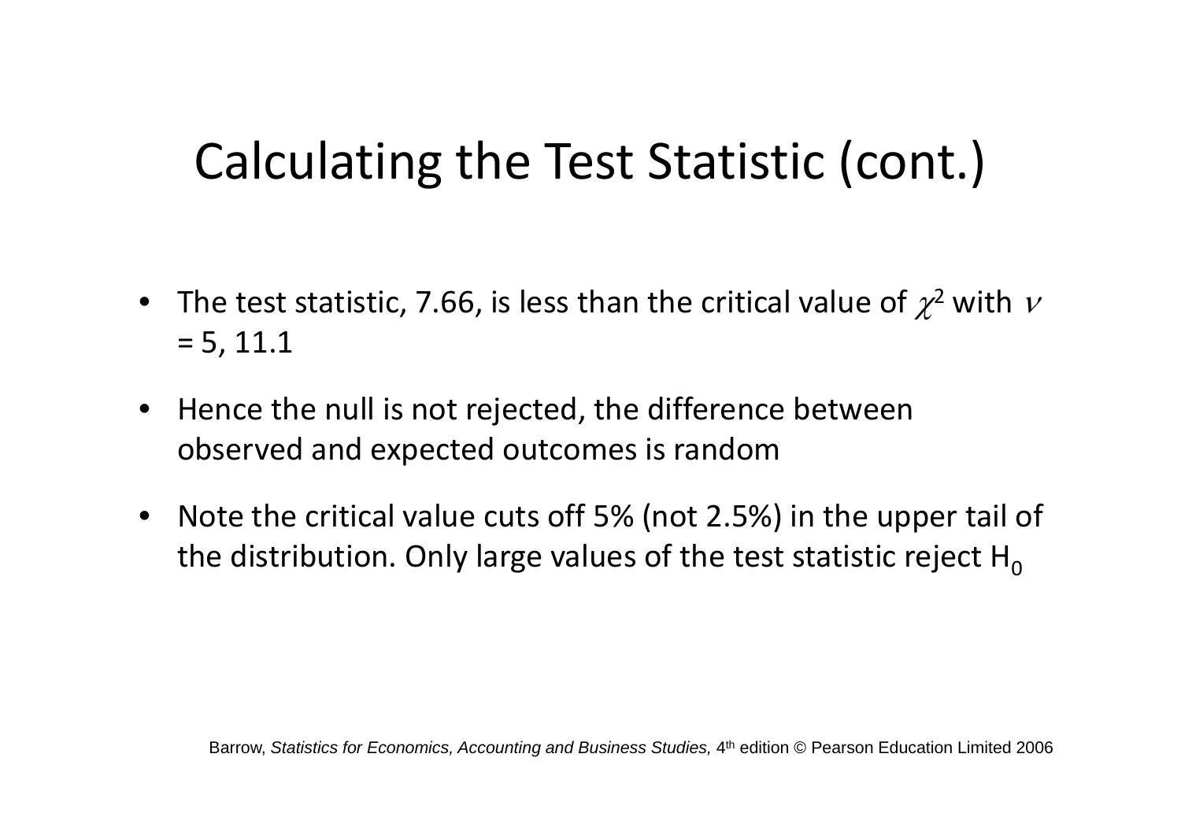# Calculating the Test Statistic (cont.)

- The test statistic, 7.66, is less than the critical value of $\chi^2$ with $\nu$ = 5, 11.1
- Hence the null is not rejected, the difference between observed and expected outcomes is random
- Note the critical value cuts off 5% (not 2.5%) in the upper tail of the distribution. Only large values of the test statistic reject $H_0$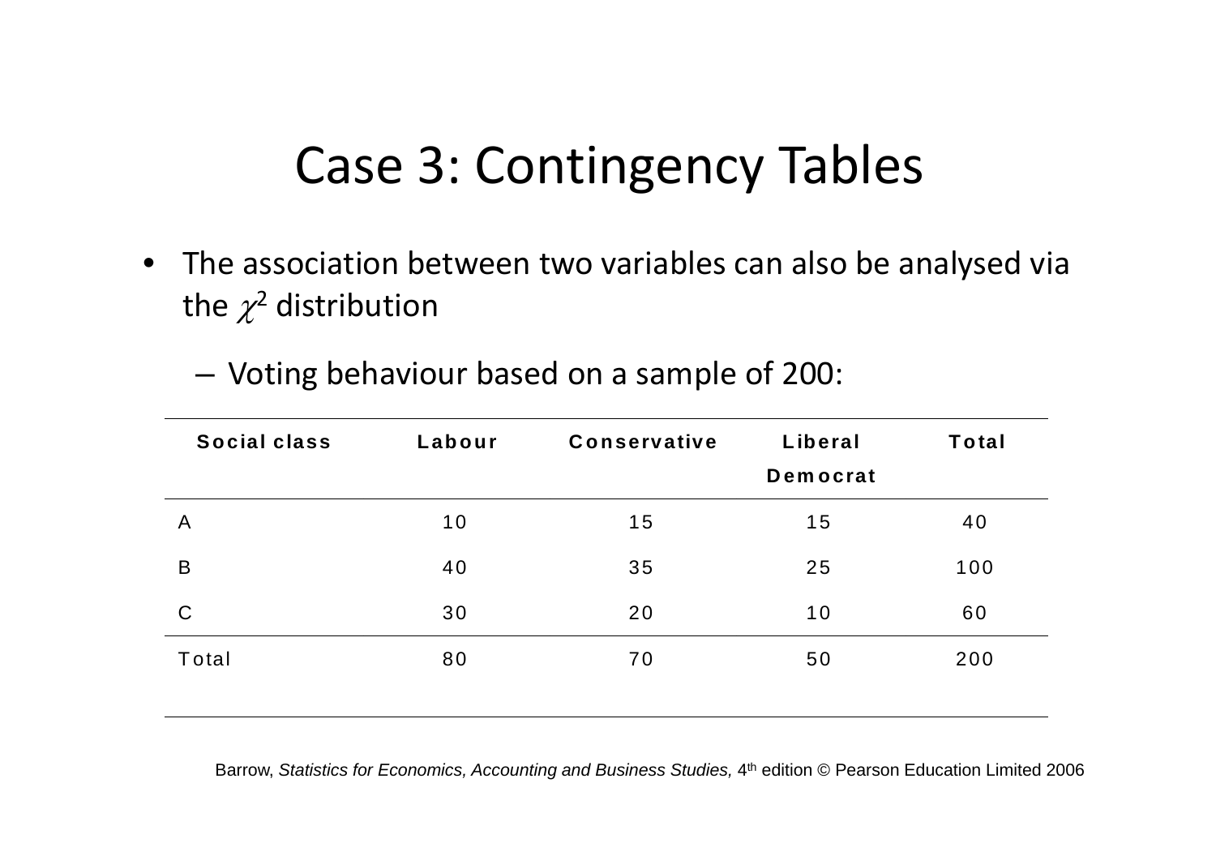# Case 3: Contingency Tables

- The association between two variables can also be analysed via the $\chi^2$ distribution
  - Voting behaviour based on a sample of 200:

| Social class | Labour | Conservative | Liberal Democrat | Total |
|---|---|---|---|---|
| A | 10 | 15 | 15 | 40 |
| B | 40 | 35 | 25 | 100 |
| C | 30 | 20 | 10 | 60 |
| Total | 80 | 70 | 50 | 200 |

Barrow, *Statistics for Economics, Accounting and Business Studies,* 4th edition © Pearson Education Limited 2006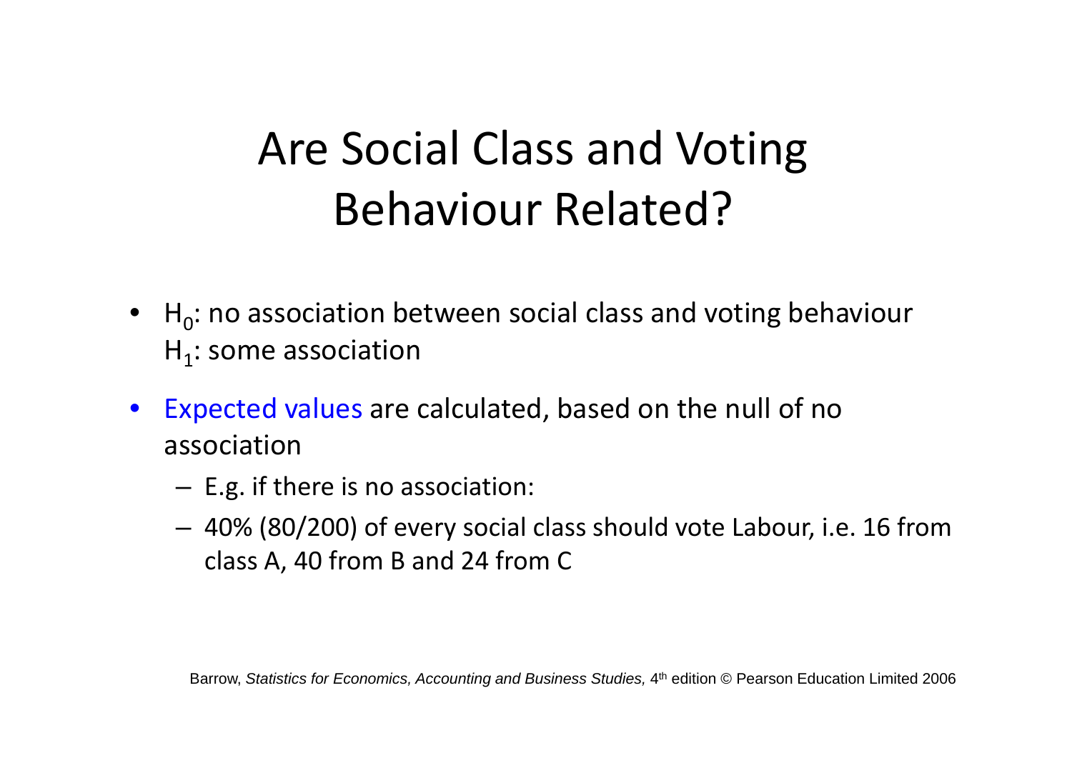# Are Social Class and Voting Behaviour Related?

- $H_0$: no association between social class and voting behaviour
  $H_1$: some association
- Expected values are calculated, based on the null of no association
  - E.g. if there is no association:
  - 40% (80/200) of every social class should vote Labour, i.e. 16 from class A, 40 from B and 24 from C

Barrow, *Statistics for Economics, Accounting and Business Studies,* 4th edition © Pearson Education Limited 2006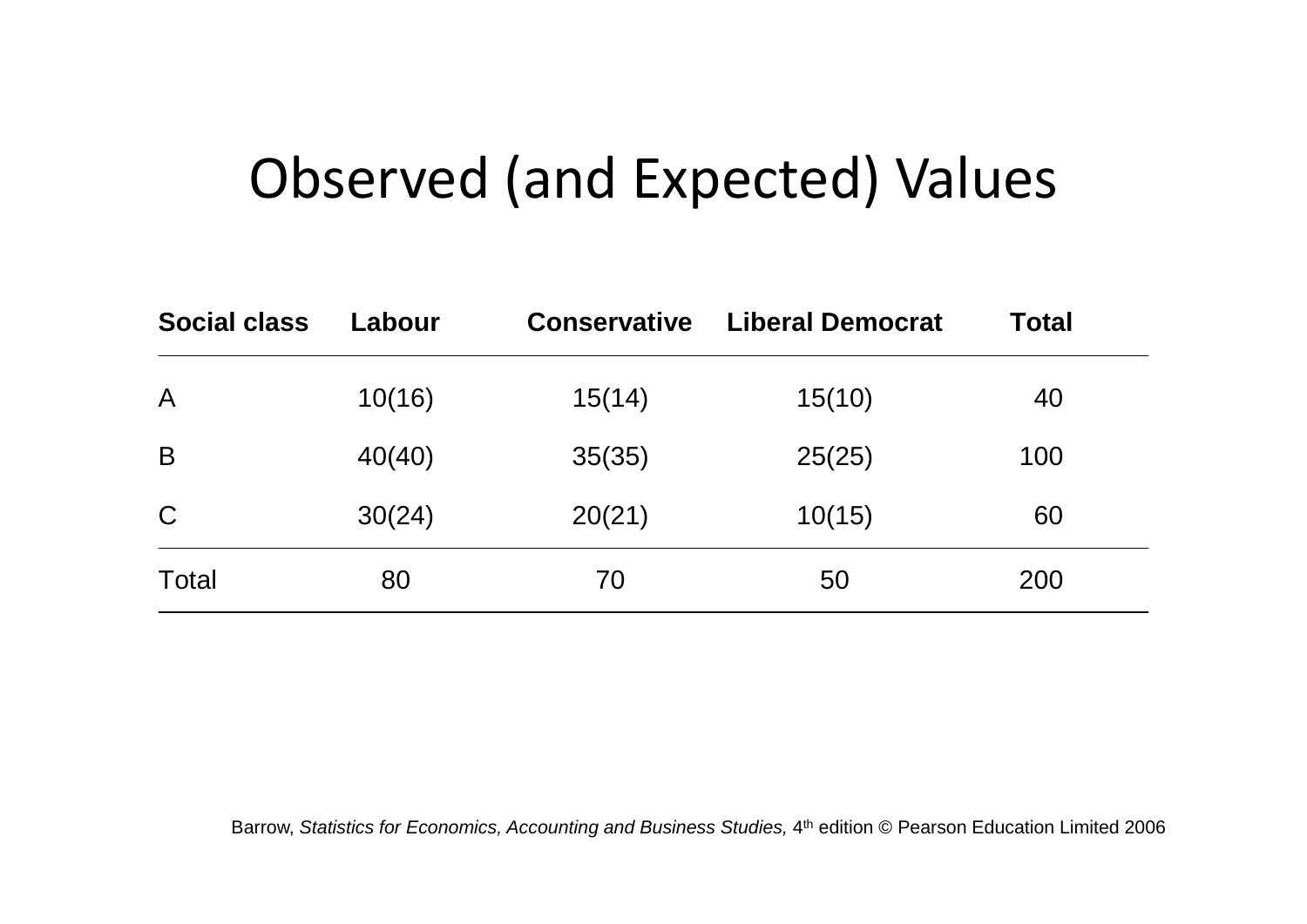# Observed (and Expected) Values

| Social class | Labour | Conservative | Liberal Democrat | Total |
|---|---|---|---|---|
| A | 10(16) | 15(14) | 15(10) | 40 |
| B | 40(40) | 35(35) | 25(25) | 100 |
| C | 30(24) | 20(21) | 10(15) | 60 |
| Total | 80 | 70 | 50 | 200 |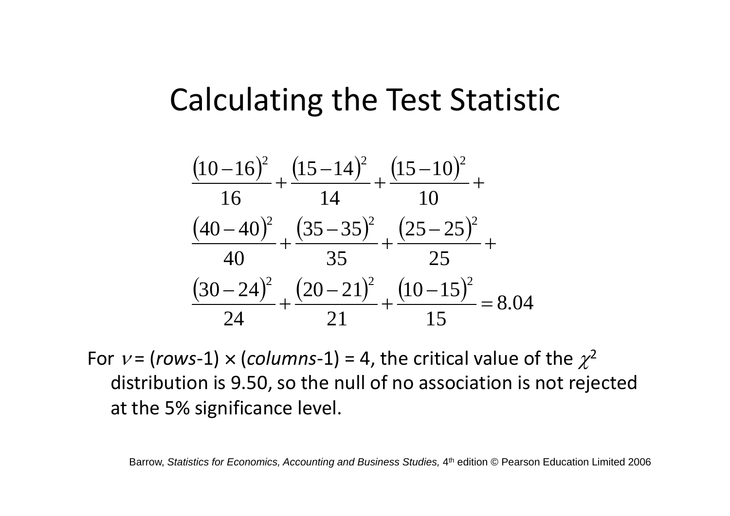# Calculating the Test Statistic

$$
\begin{aligned}
&\frac{(10-16)^2}{16}+\frac{(15-14)^2}{14}+\frac{(15-10)^2}{10}+ \\
&\frac{(40-40)^2}{40}+\frac{(35-35)^2}{35}+\frac{(25-25)^2}{25}+ \\
&\frac{(30-24)^2}{24}+\frac{(20-21)^2}{21}+\frac{(10-15)^2}{15}=8.04
\end{aligned}
$$

For $\nu$ = (*rows*-1) × (*columns*-1) = 4, the critical value of the $\chi^2$ distribution is 9.50, so the null of no association is not rejected at the 5% significance level.

Barrow, *Statistics for Economics, Accounting and Business Studies,* 4th edition © Pearson Education Limited 2006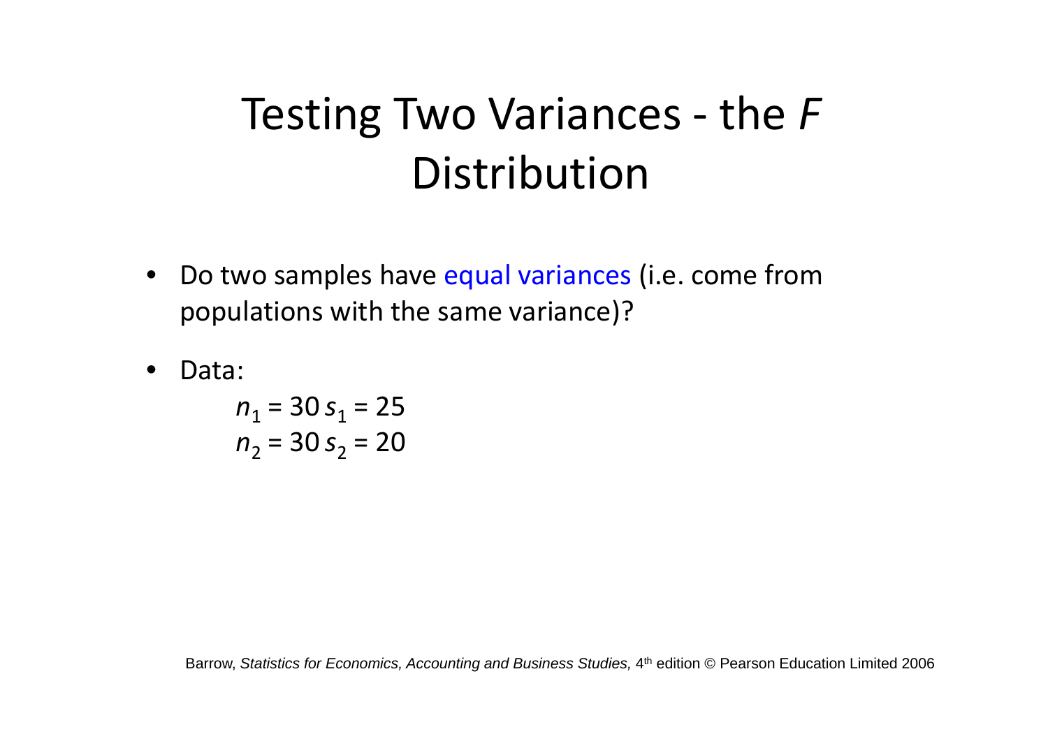# Testing Two Variances - the *F* Distribution

- Do two samples have equal variances (i.e. come from populations with the same variance)?
- Data:

  $n_1 = 30 \; s_1 = 25$
  
  $n_2 = 30 \; s_2 = 20$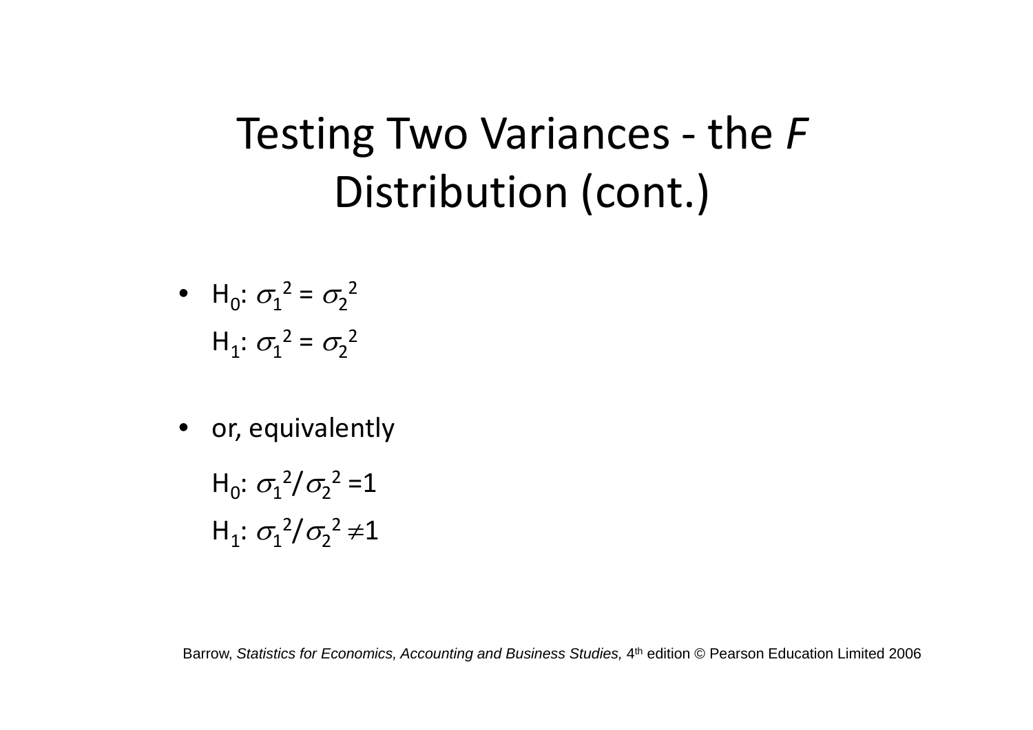# Testing Two Variances - the *F* Distribution (cont.)

- $H_0$: $\sigma_1^2 = \sigma_2^2$

  $H_1$: $\sigma_1^2 = \sigma_2^2$

- or, equivalently

  $H_0$: $\sigma_1^2/\sigma_2^2 = 1$

  $H_1$: $\sigma_1^2/\sigma_2^2 \neq 1$

Barrow, *Statistics for Economics, Accounting and Business Studies,* 4th edition © Pearson Education Limited 2006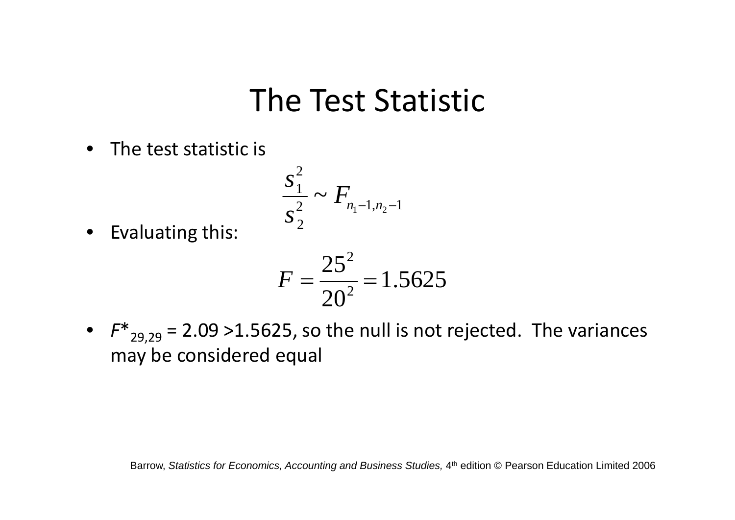# The Test Statistic

- The test statistic is

$$\frac{s_1^2}{s_2^2} \sim F_{n_1 - 1, n_2 - 1}$$

- Evaluating this:

$$F = \frac{25^2}{20^2} = 1.5625$$

- $F^*_{29,29}$ = 2.09 >1.5625, so the null is not rejected. The variances may be considered equal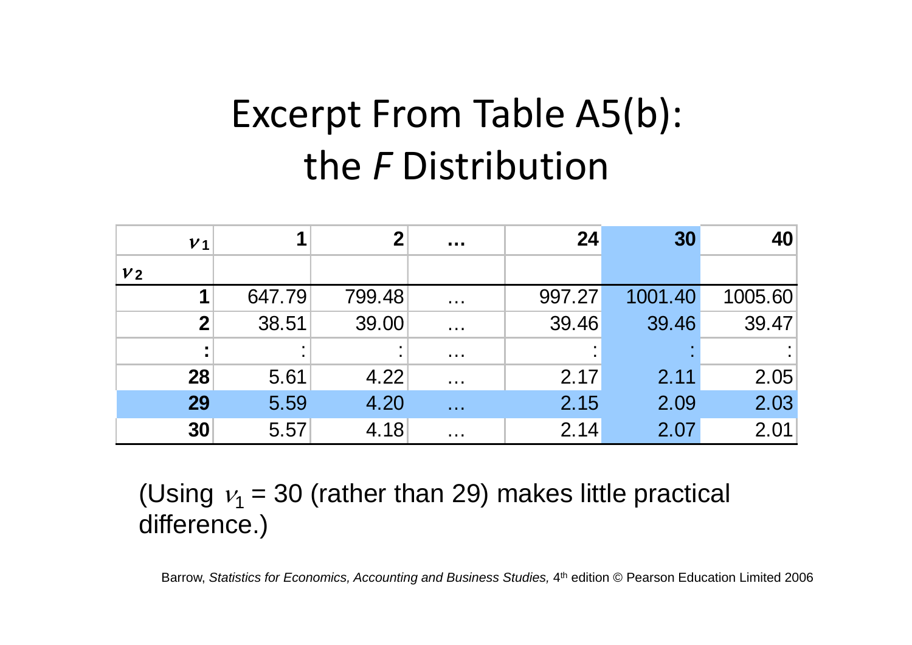# Excerpt From Table A5(b): the *F* Distribution

| $\nu_1$ | 1 | 2 | … | 24 | 30 | 40 |
|---|---|---|---|---|---|---|
| $\nu_2$ | | | | | | |
| **1** | 647.79 | 799.48 | … | 997.27 | 1001.40 | 1005.60 |
| **2** | 38.51 | 39.00 | … | 39.46 | 39.46 | 39.47 |
| **:** | : | : | … | : | : | : |
| **28** | 5.61 | 4.22 | … | 2.17 | 2.11 | 2.05 |
| **29** | 5.59 | 4.20 | … | 2.15 | 2.09 | 2.03 |
| **30** | 5.57 | 4.18 | … | 2.14 | 2.07 | 2.01 |

(Using $\nu_1$ = 30 (rather than 29) makes little practical difference.)

Barrow, *Statistics for Economics, Accounting and Business Studies,* 4th edition © Pearson Education Limited 2006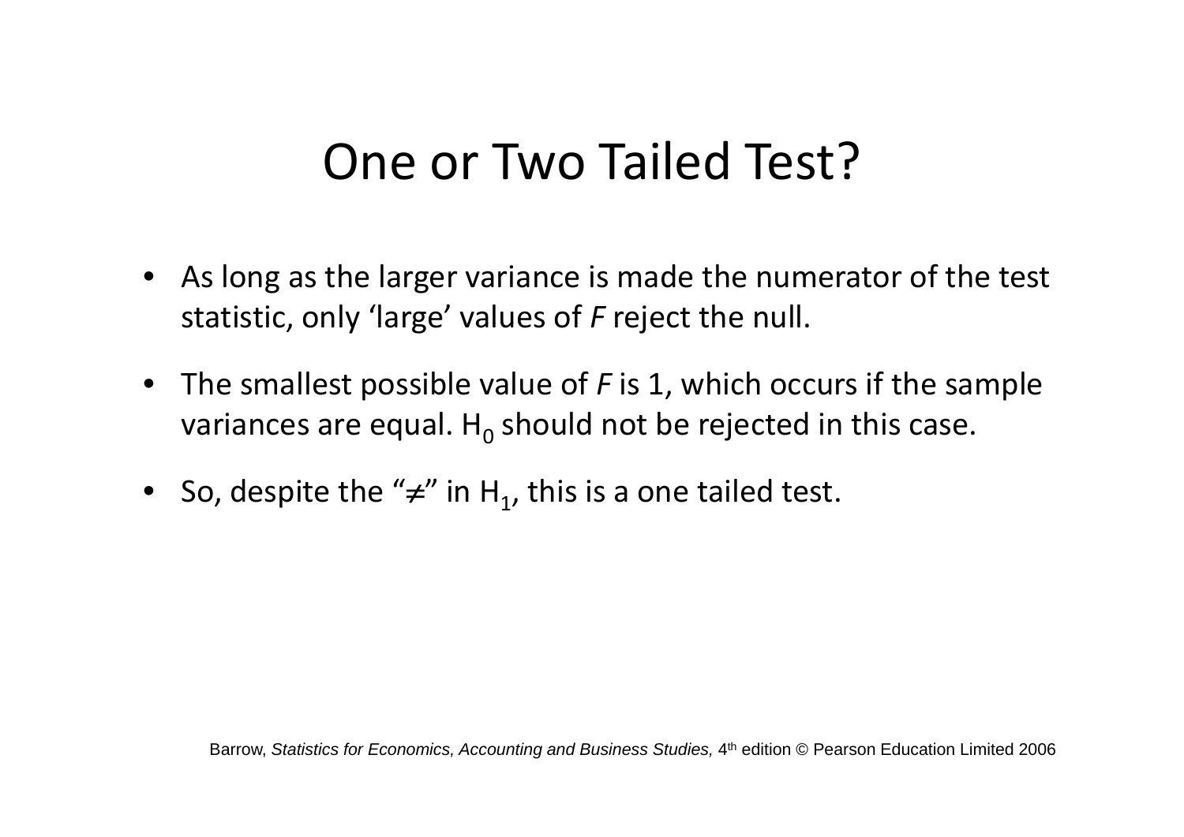# One or Two Tailed Test?

- As long as the larger variance is made the numerator of the test statistic, only 'large' values of *F* reject the null.
- The smallest possible value of *F* is 1, which occurs if the sample variances are equal. $H_0$ should not be rejected in this case.
- So, despite the "$\neq$" in $H_1$, this is a one tailed test.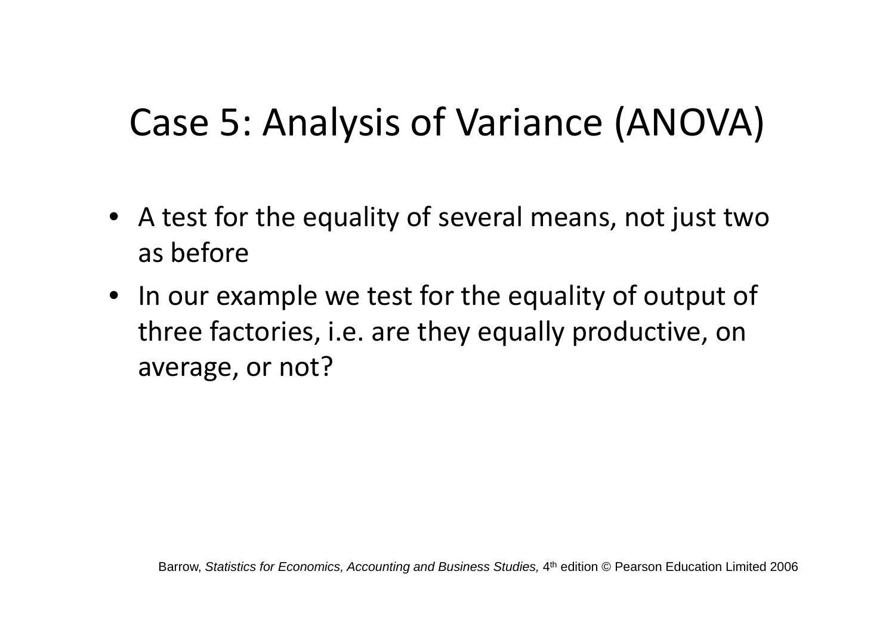# Case 5: Analysis of Variance (ANOVA)

- A test for the equality of several means, not just two as before
- In our example we test for the equality of output of three factories, i.e. are they equally productive, on average, or not?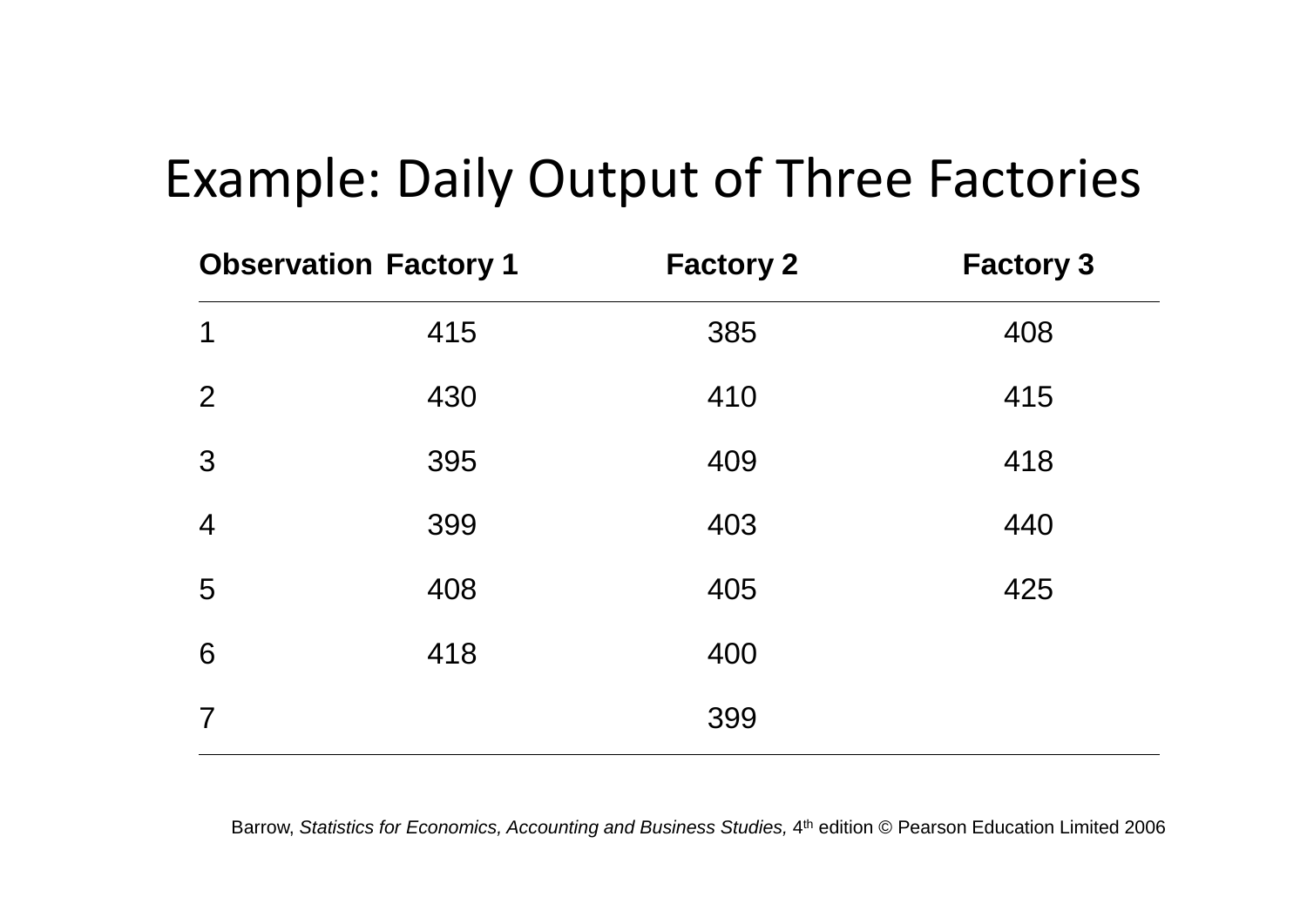# Example: Daily Output of Three Factories

| Observation | Factory 1 | Factory 2 | Factory 3 |
|---|---|---|---|
| 1 | 415 | 385 | 408 |
| 2 | 430 | 410 | 415 |
| 3 | 395 | 409 | 418 |
| 4 | 399 | 403 | 440 |
| 5 | 408 | 405 | 425 |
| 6 | 418 | 400 | |
| 7 | | 399 | |

Barrow, *Statistics for Economics, Accounting and Business Studies,* 4th edition © Pearson Education Limited 2006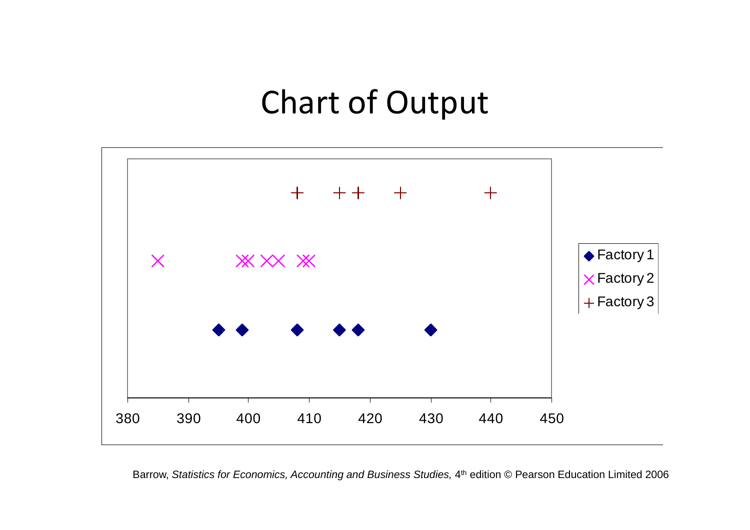# Chart of Output

380 390 400 410 420 430 440 450

Factory 1
Factory 2
Factory 3

Barrow, *Statistics for Economics, Accounting and Business Studies,* 4th edition © Pearson Education Limited 2006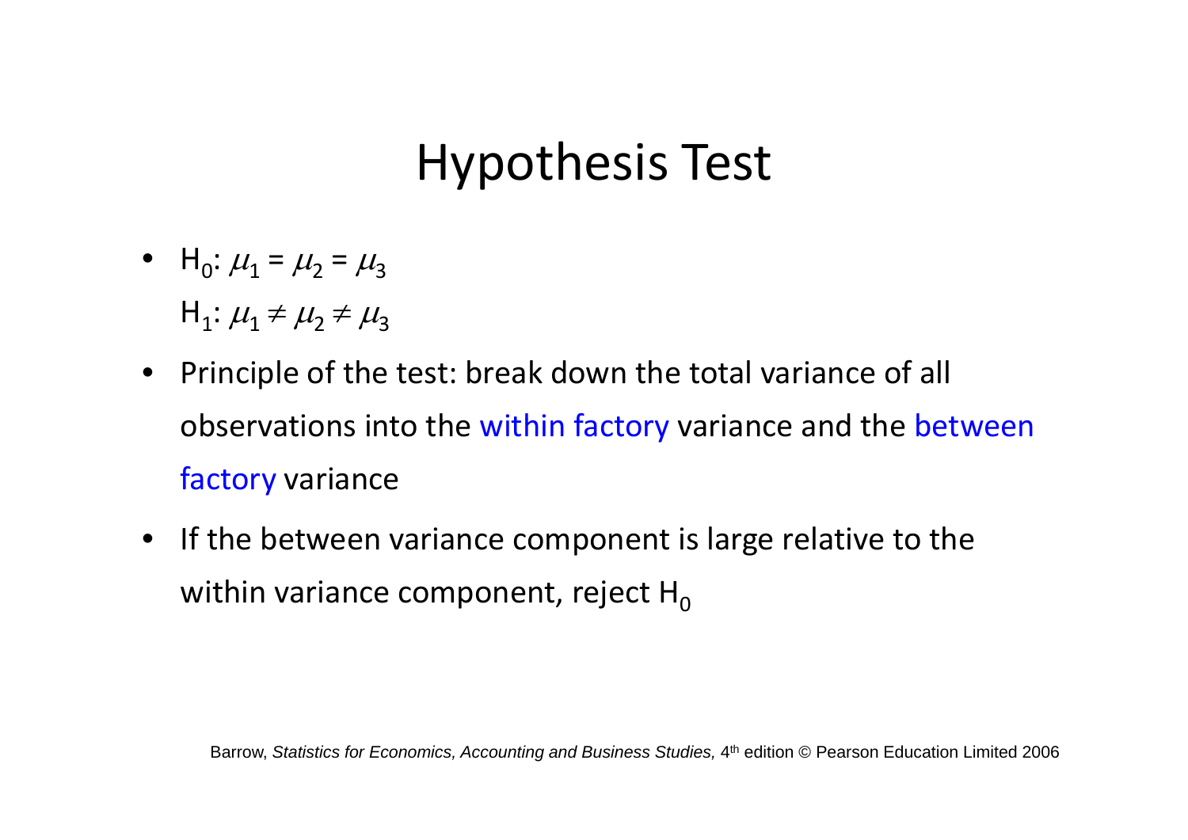# Hypothesis Test

- $H_0$: $\mu_1 = \mu_2 = \mu_3$
  $H_1$: $\mu_1 \neq \mu_2 \neq \mu_3$
- Principle of the test: break down the total variance of all observations into the within factory variance and the between factory variance
- If the between variance component is large relative to the within variance component, reject $H_0$

Barrow, *Statistics for Economics, Accounting and Business Studies,* 4th edition © Pearson Education Limited 2006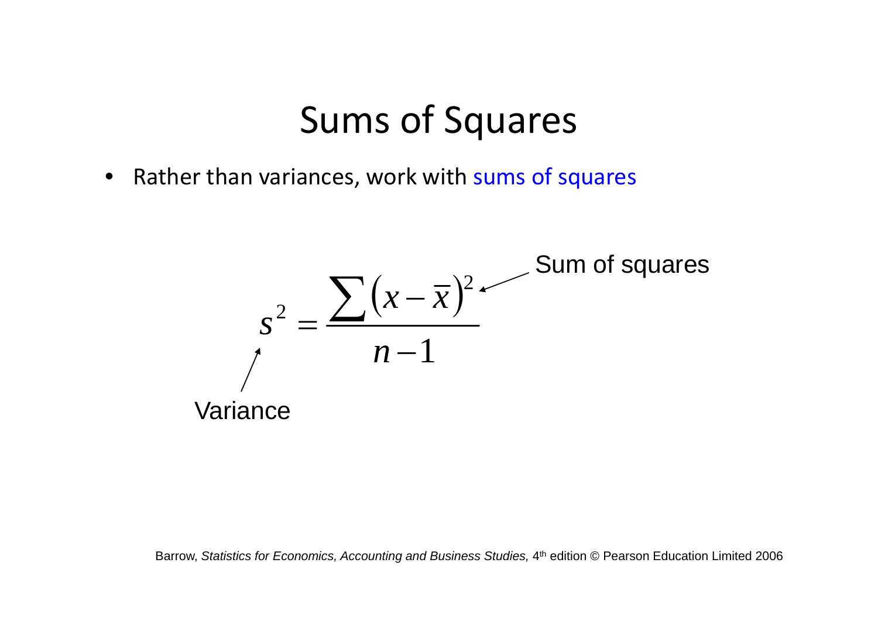# Sums of Squares

- Rather than variances, work with sums of squares

$$s^2 = \frac{\sum (x - \bar{x})^2}{n-1}$$

Sum of squares

Variance

Barrow, *Statistics for Economics, Accounting and Business Studies,* 4th edition © Pearson Education Limited 2006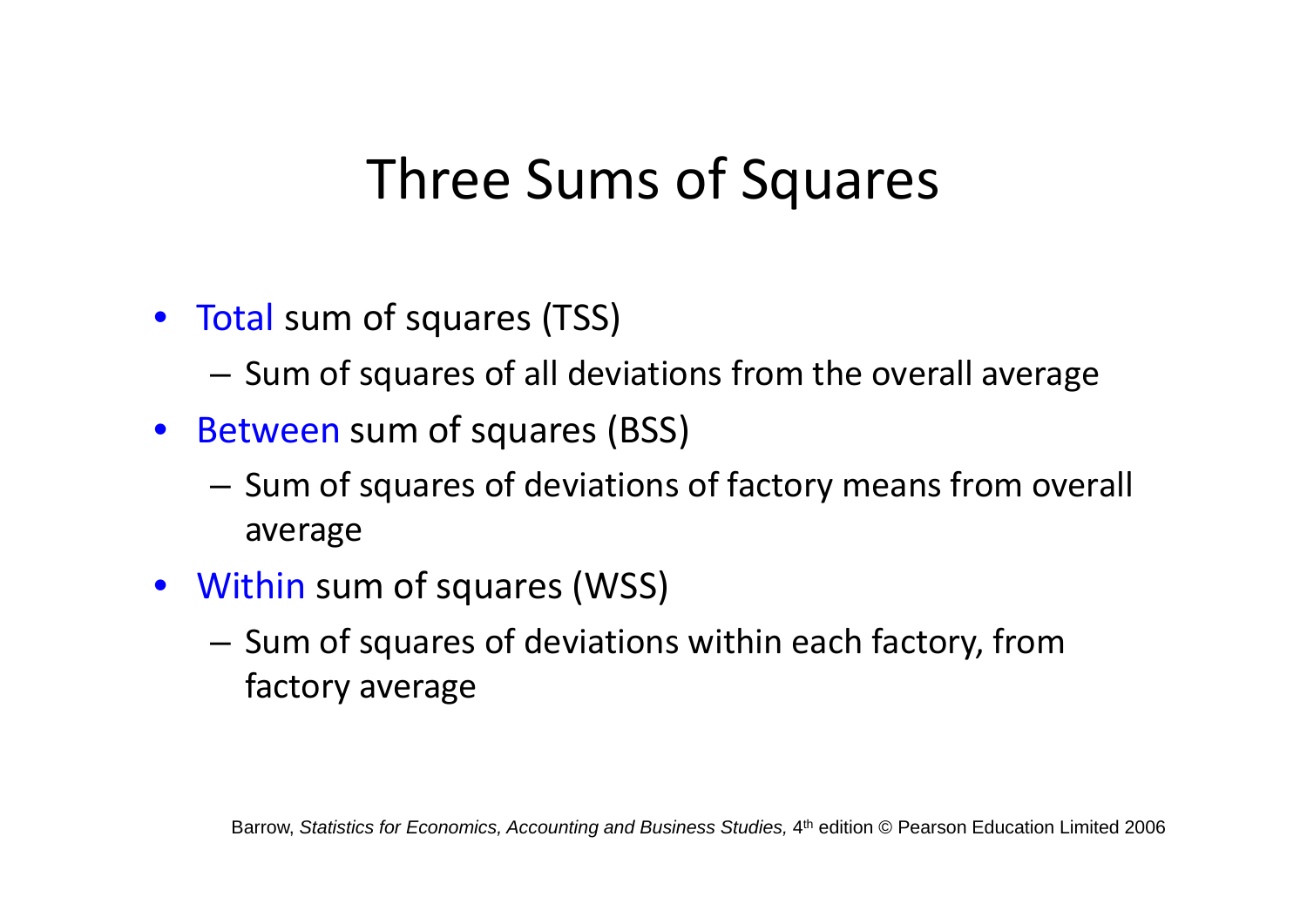# Three Sums of Squares

- Total sum of squares (TSS)
  - Sum of squares of all deviations from the overall average
- Between sum of squares (BSS)
  - Sum of squares of deviations of factory means from overall average
- Within sum of squares (WSS)
  - Sum of squares of deviations within each factory, from factory average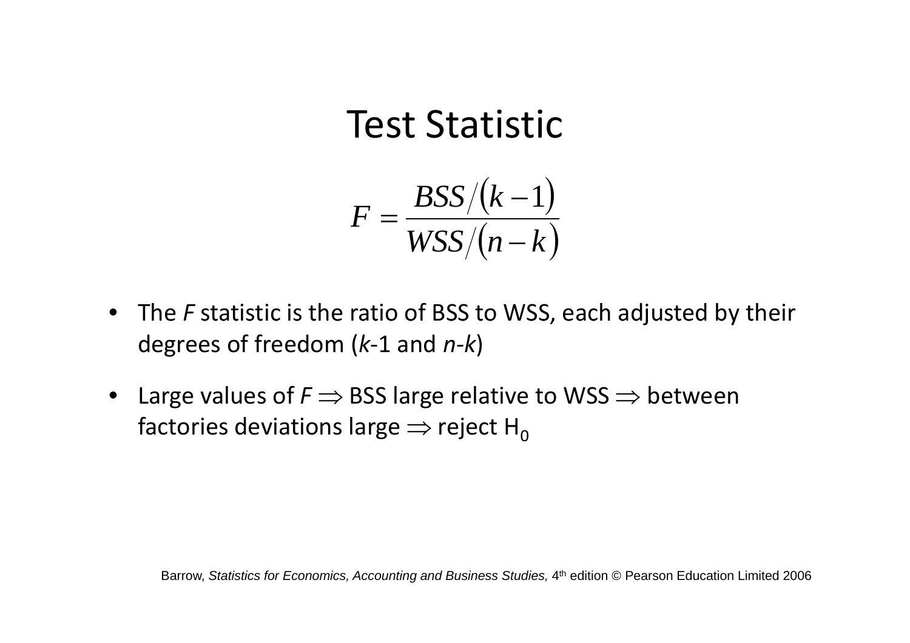# Test Statistic

$$F = \frac{BSS/(k-1)}{WSS/(n-k)}$$

- The *F* statistic is the ratio of BSS to WSS, each adjusted by their degrees of freedom (*k*-1 and *n*-*k*)
- Large values of *F* $\Rightarrow$ BSS large relative to WSS $\Rightarrow$ between factories deviations large $\Rightarrow$ reject $H_0$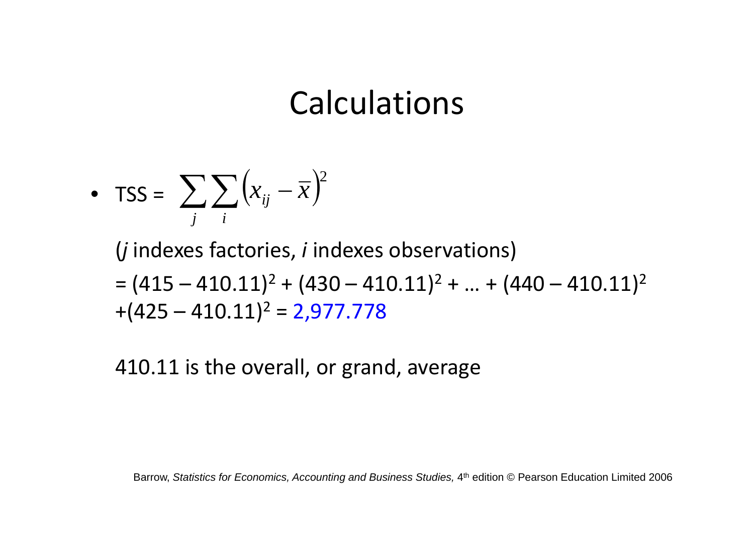# Calculations

- TSS = $\sum_{j}\sum_{i}\left(x_{ij} - \bar{x}\right)^2$

  ($j$ indexes factories, $i$ indexes observations)

  = $(415 - 410.11)^2 + (430 - 410.11)^2 + \ldots + (440 - 410.11)^2$ $+ (425 - 410.11)^2 = 2{,}977.778$

  410.11 is the overall, or grand, average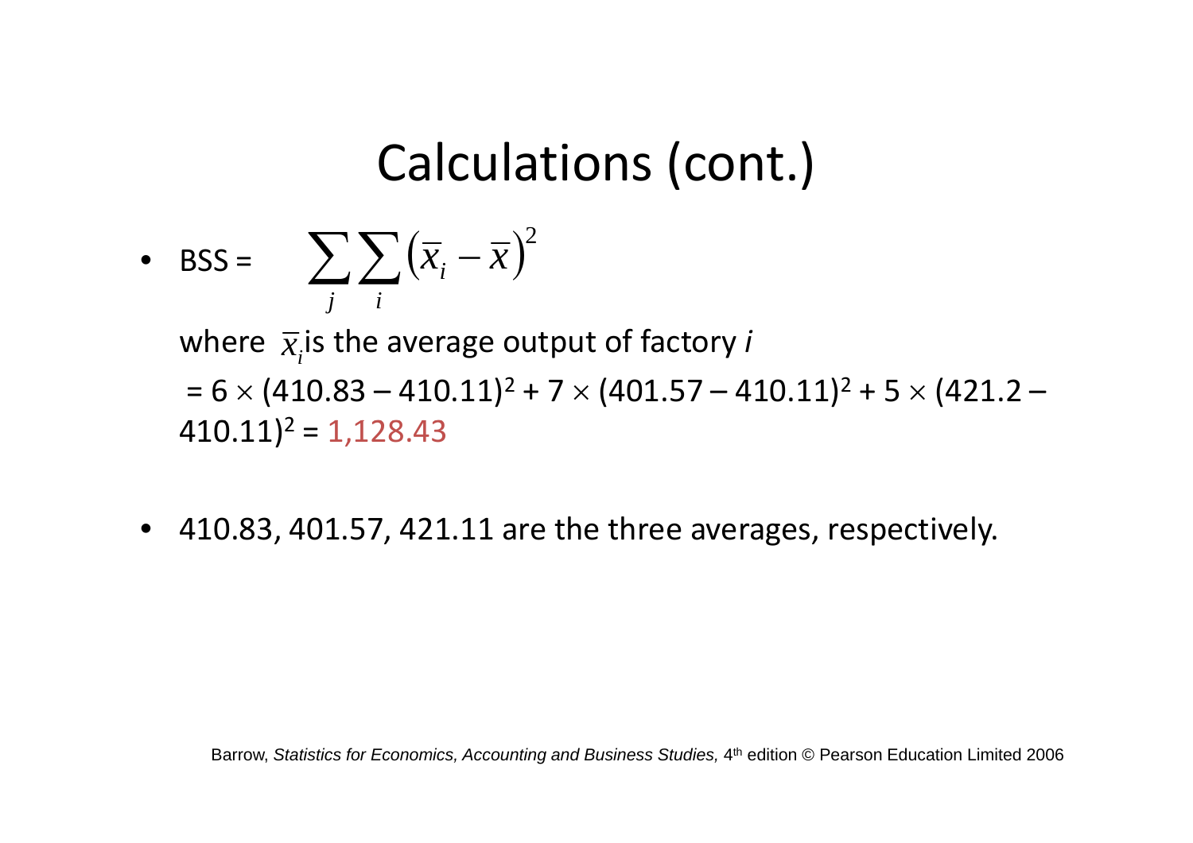# Calculations (cont.)

- BSS = $$\sum_{j} \sum_{i} \left( \bar{x}_i - \bar{x} \right)^2$$

  where $\bar{x}_i$ is the average output of factory *i*

  = 6 × (410.83 – 410.11)$^2$ + 7 × (401.57 – 410.11)$^2$ + 5 × (421.2 – 410.11)$^2$ = 1,128.43

- 410.83, 401.57, 421.11 are the three averages, respectively.

Barrow, *Statistics for Economics, Accounting and Business Studies,* 4th edition © Pearson Education Limited 2006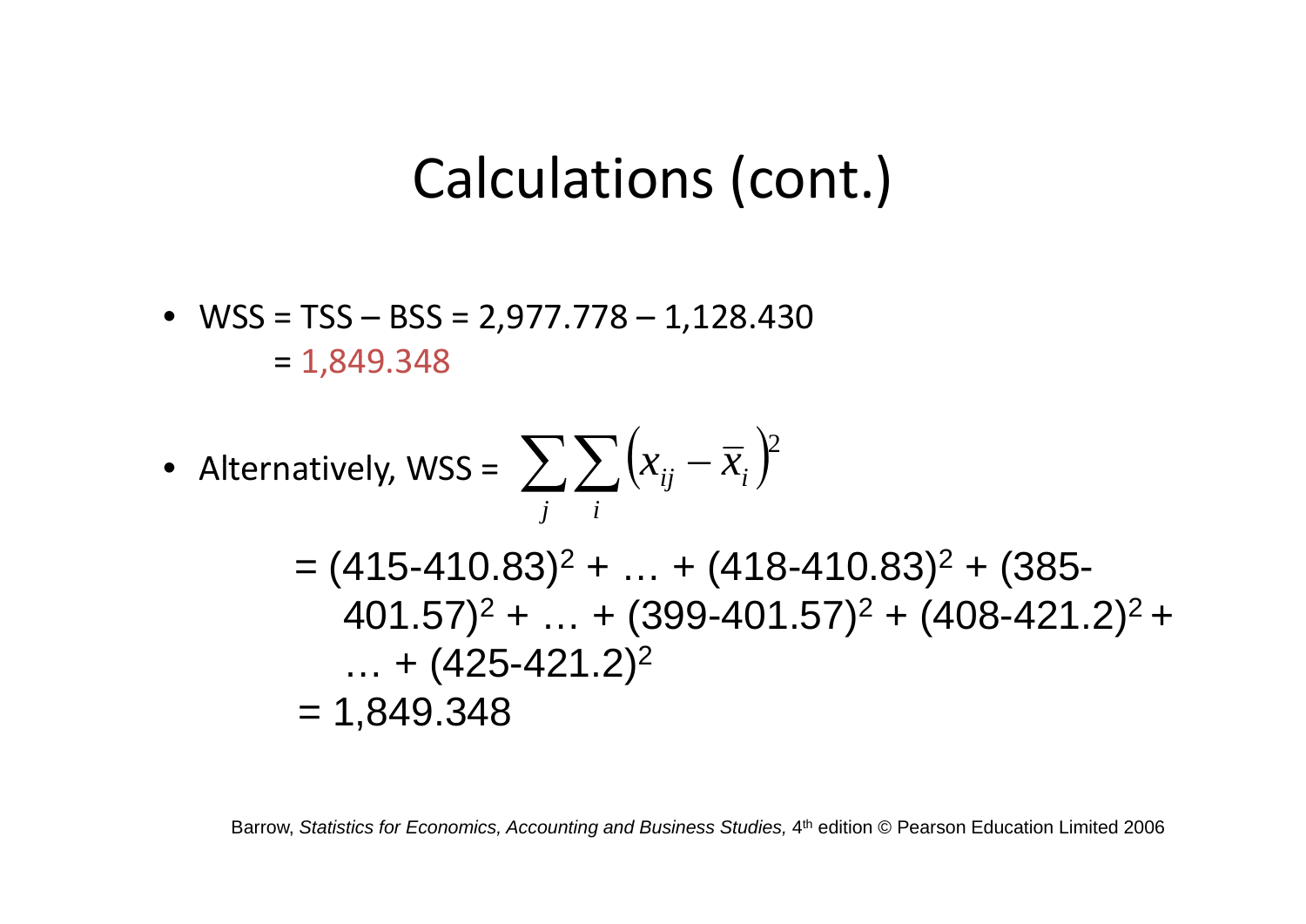# Calculations (cont.)

- WSS = TSS – BSS = 2,977.778 – 1,128.430  
  = 1,849.348

- Alternatively, WSS = $\sum_{j}\sum_{i}\left(x_{ij}-\overline{x}_i\right)^2$

$$= (415-410.83)^2 + \ldots + (418-410.83)^2 + (385-401.57)^2 + \ldots + (399-401.57)^2 + (408-421.2)^2 + \ldots + (425-421.2)^2$$

$$= 1{,}849.348$$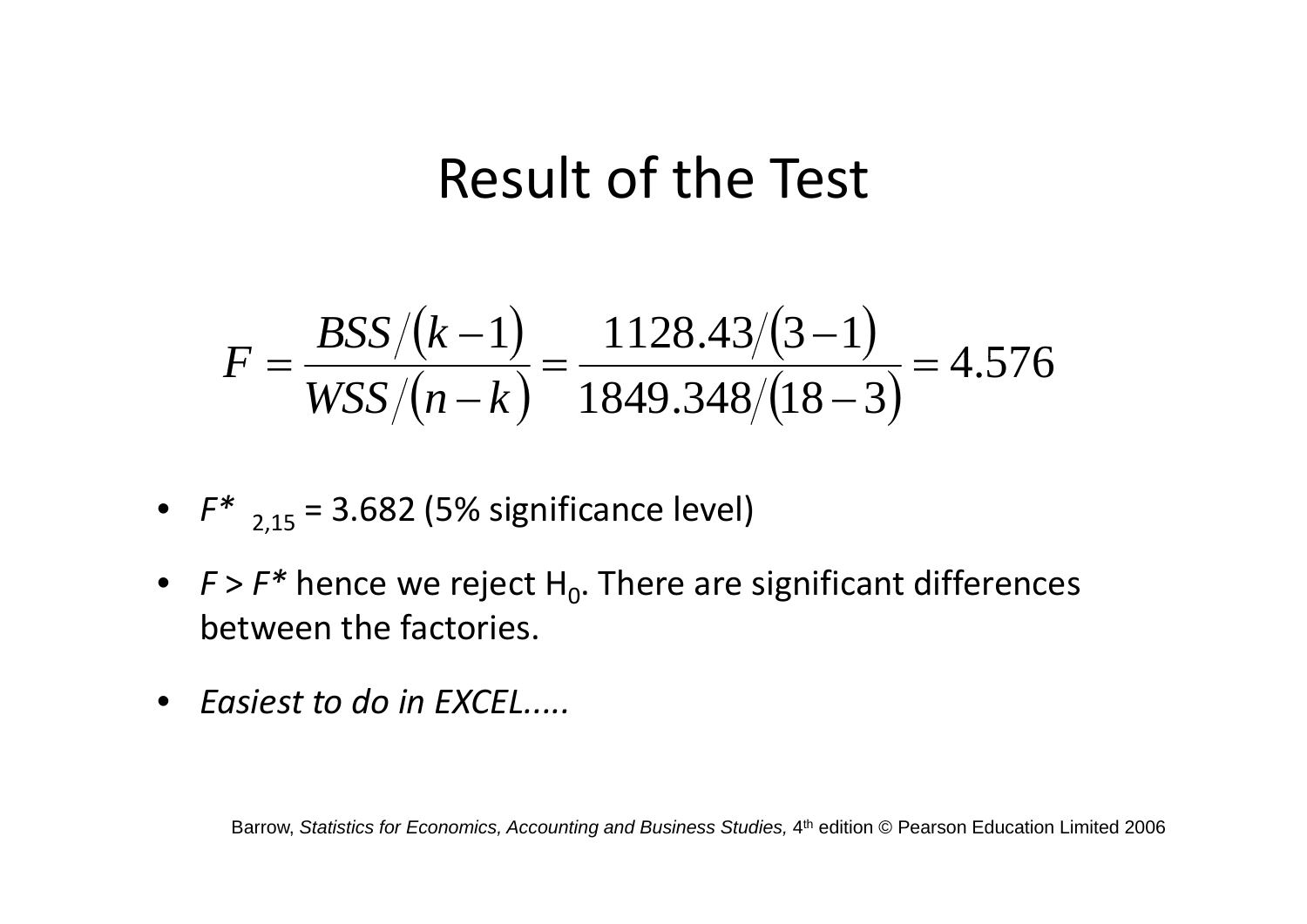# Result of the Test

$$F = \frac{BSS/(k-1)}{WSS/(n-k)} = \frac{1128.43/(3-1)}{1849.348/(18-3)} = 4.576$$

- $F^*_{2,15} = 3.682$ (5% significance level)
- $F > F^*$ hence we reject $H_0$. There are significant differences between the factories.
- *Easiest to do in EXCEL.....*

Barrow, *Statistics for Economics, Accounting and Business Studies,* 4th edition © Pearson Education Limited 2006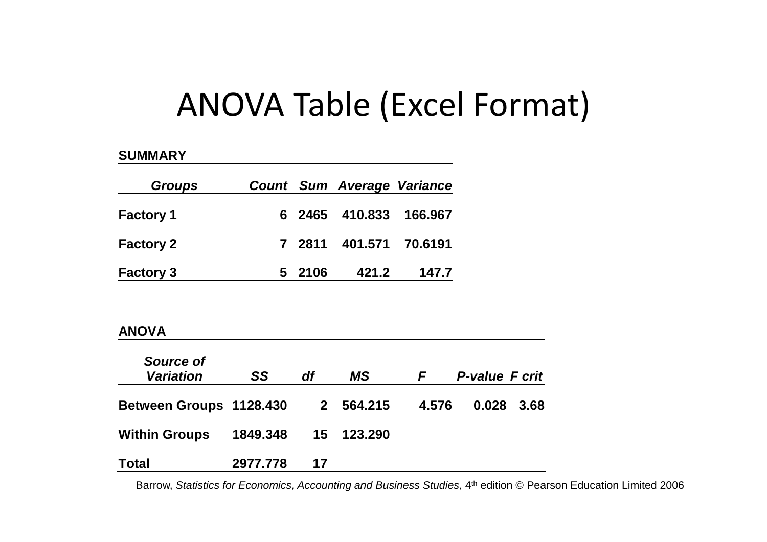# ANOVA Table (Excel Format)

**SUMMARY**

| *Groups* | *Count* | *Sum* | *Average* | *Variance* |
|---|---|---|---|---|
| **Factory 1** | **6** | **2465** | **410.833** | **166.967** |
| **Factory 2** | **7** | **2811** | **401.571** | **70.6191** |
| **Factory 3** | **5** | **2106** | **421.2** | **147.7** |

**ANOVA**

| *Source of Variation* | *SS* | *df* | *MS* | *F* | *P-value* | *F crit* |
|---|---|---|---|---|---|---|
| **Between Groups** | **1128.430** | **2** | **564.215** | **4.576** | **0.028** | **3.68** |
| **Within Groups** | **1849.348** | **15** | **123.290** | | | |
| **Total** | **2977.778** | **17** | | | | |

Barrow, *Statistics for Economics, Accounting and Business Studies,* 4th edition © Pearson Education Limited 2006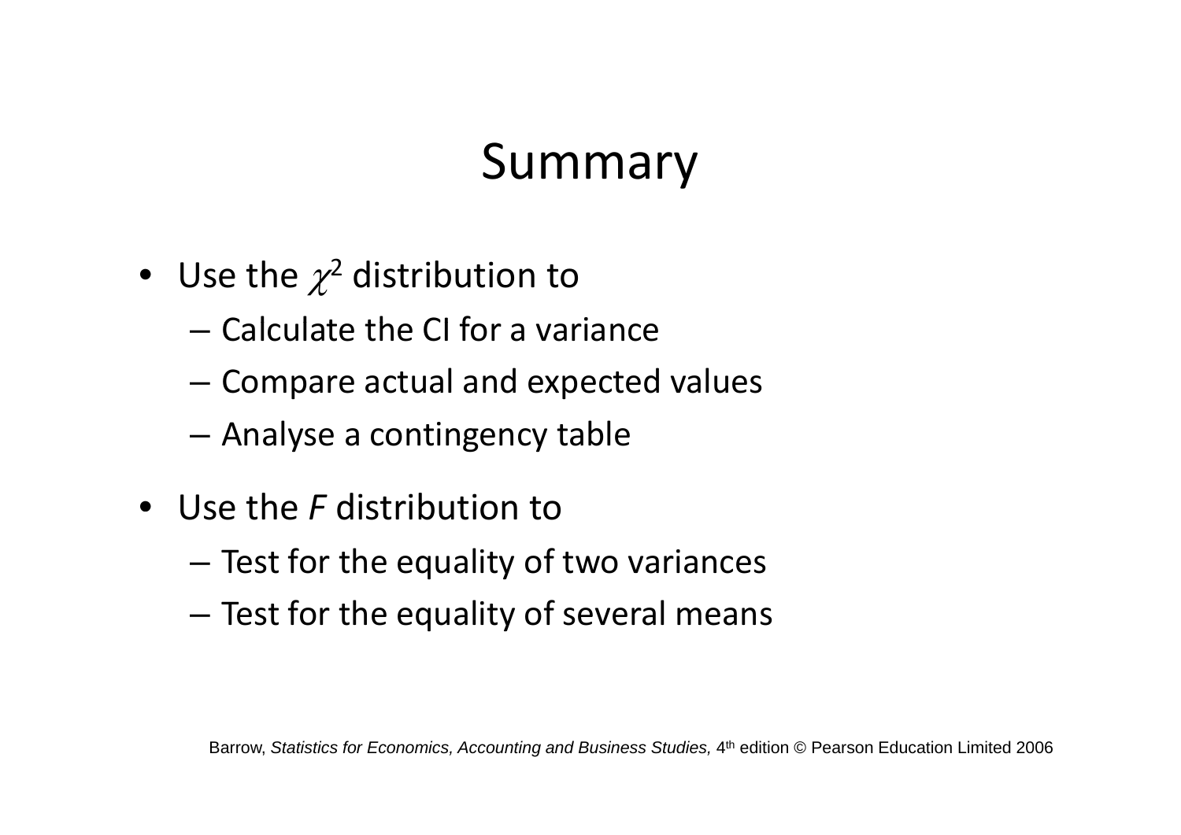# Summary

- Use the $\chi^2$ distribution to
  - Calculate the CI for a variance
  - Compare actual and expected values
  - Analyse a contingency table
- Use the *F* distribution to
  - Test for the equality of two variances
  - Test for the equality of several means